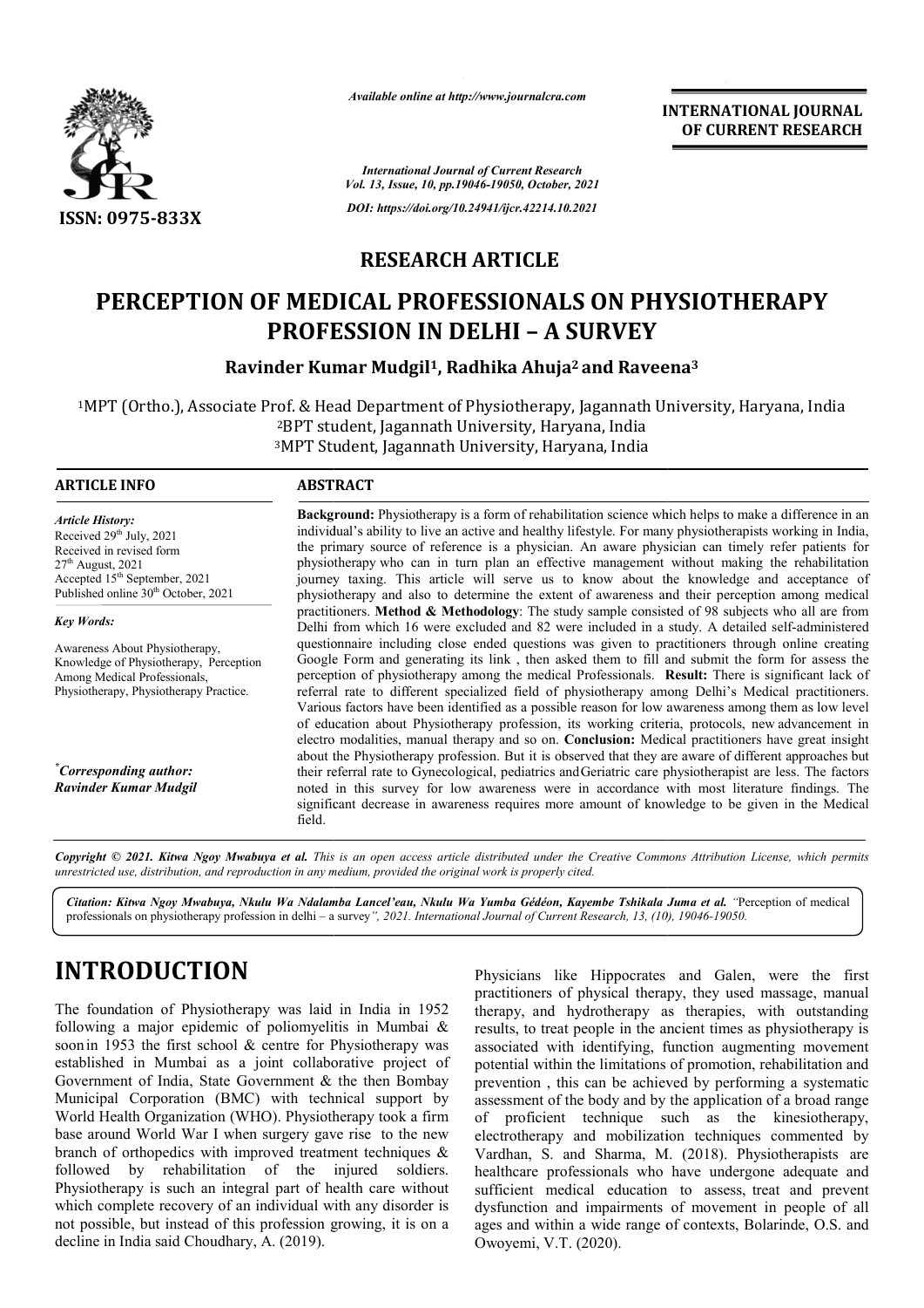*Available online at http://www.journalcra.com*

*International Journal of Current Research*
*Vol. 13, Issue, 10, pp.19046-19050, October, 2021*

*DOI: https://doi.org/10.24941/ijcr.42214.10.2021*

**INTERNATIONAL JOURNAL OF CURRENT RESEARCH**

ISSN: 0975-833X

## RESEARCH ARTICLE

# PERCEPTION OF MEDICAL PROFESSIONALS ON PHYSIOTHERAPY PROFESSION IN DELHI – A SURVEY

**Ravinder Kumar Mudgil[1], Radhika Ahuja[2] and Raveena[3]**

[1]MPT (Ortho.), Associate Prof. & Head Department of Physiotherapy, Jagannath University, Haryana, India
[2]BPT student, Jagannath University, Haryana, India
[3]MPT Student, Jagannath University, Haryana, India

### ARTICLE INFO

*Article History:*
Received 29th July, 2021
Received in revised form
27th August, 2021
Accepted 15th September, 2021
Published online 30th October, 2021

*Key Words:*
Awareness About Physiotherapy, Knowledge of Physiotherapy, Perception Among Medical Professionals, Physiotherapy, Physiotherapy Practice.

**\*Corresponding author:**
***Ravinder Kumar Mudgil***

### ABSTRACT

**Background:** Physiotherapy is a form of rehabilitation science which helps to make a difference in an individual's ability to live an active and healthy lifestyle. For many physiotherapists working in India, the primary source of reference is a physician. An aware physician can timely refer patients for physiotherapy who can in turn plan an effective management without making the rehabilitation journey taxing. This article will serve us to know about the knowledge and acceptance of physiotherapy and also to determine the extent of awareness and their perception among medical practitioners. **Method & Methodology**: The study sample consisted of 98 subjects who all are from Delhi from which 16 were excluded and 82 were included in a study. A detailed self-administered questionnaire including close ended questions was given to practitioners through online creating Google Form and generating its link , then asked them to fill and submit the form for assess the perception of physiotherapy among the medical Professionals. **Result:** There is significant lack of referral rate to different specialized field of physiotherapy among Delhi's Medical practitioners. Various factors have been identified as a possible reason for low awareness among them as low level of education about Physiotherapy profession, its working criteria, protocols, new advancement in electro modalities, manual therapy and so on. **Conclusion:** Medical practitioners have great insight about the Physiotherapy profession. But it is observed that they are aware of different approaches but their referral rate to Gynecological, pediatrics andGeriatric care physiotherapist are less. The factors noted in this survey for low awareness were in accordance with most literature findings. The significant decrease in awareness requires more amount of knowledge to be given in the Medical field.

*Copyright © 2021. Kitwa Ngoy Mwabuya et al. This is an open access article distributed under the Creative Commons Attribution License, which permits unrestricted use, distribution, and reproduction in any medium, provided the original work is properly cited.*

*Citation: Kitwa Ngoy Mwabuya, Nkulu Wa Ndalamba Lancel'eau, Nkulu Wa Yumba Gédéon, Kayembe Tshikala Juma et al. "*Perception of medical professionals on physiotherapy profession in delhi – a survey*", 2021. International Journal of Current Research, 13, (10), 19046-19050.*

# INTRODUCTION

The foundation of Physiotherapy was laid in India in 1952 following a major epidemic of poliomyelitis in Mumbai & soonin 1953 the first school & centre for Physiotherapy was established in Mumbai as a joint collaborative project of Government of India, State Government & the then Bombay Municipal Corporation (BMC) with technical support by World Health Organization (WHO). Physiotherapy took a firm base around World War I when surgery gave rise to the new branch of orthopedics with improved treatment techniques & followed by rehabilitation of the injured soldiers. Physiotherapy is such an integral part of health care without which complete recovery of an individual with any disorder is not possible, but instead of this profession growing, it is on a decline in India said Choudhary, A. (2019).

Physicians like Hippocrates and Galen, were the first practitioners of physical therapy, they used massage, manual therapy, and hydrotherapy as therapies, with outstanding results, to treat people in the ancient times as physiotherapy is associated with identifying, function augmenting movement potential within the limitations of promotion, rehabilitation and prevention , this can be achieved by performing a systematic assessment of the body and by the application of a broad range of proficient technique such as the kinesiotherapy, electrotherapy and mobilization techniques commented by Vardhan, S. and Sharma, M. (2018). Physiotherapists are healthcare professionals who have undergone adequate and sufficient medical education to assess, treat and prevent dysfunction and impairments of movement in people of all ages and within a wide range of contexts, Bolarinde, O.S. and Owoyemi, V.T. (2020).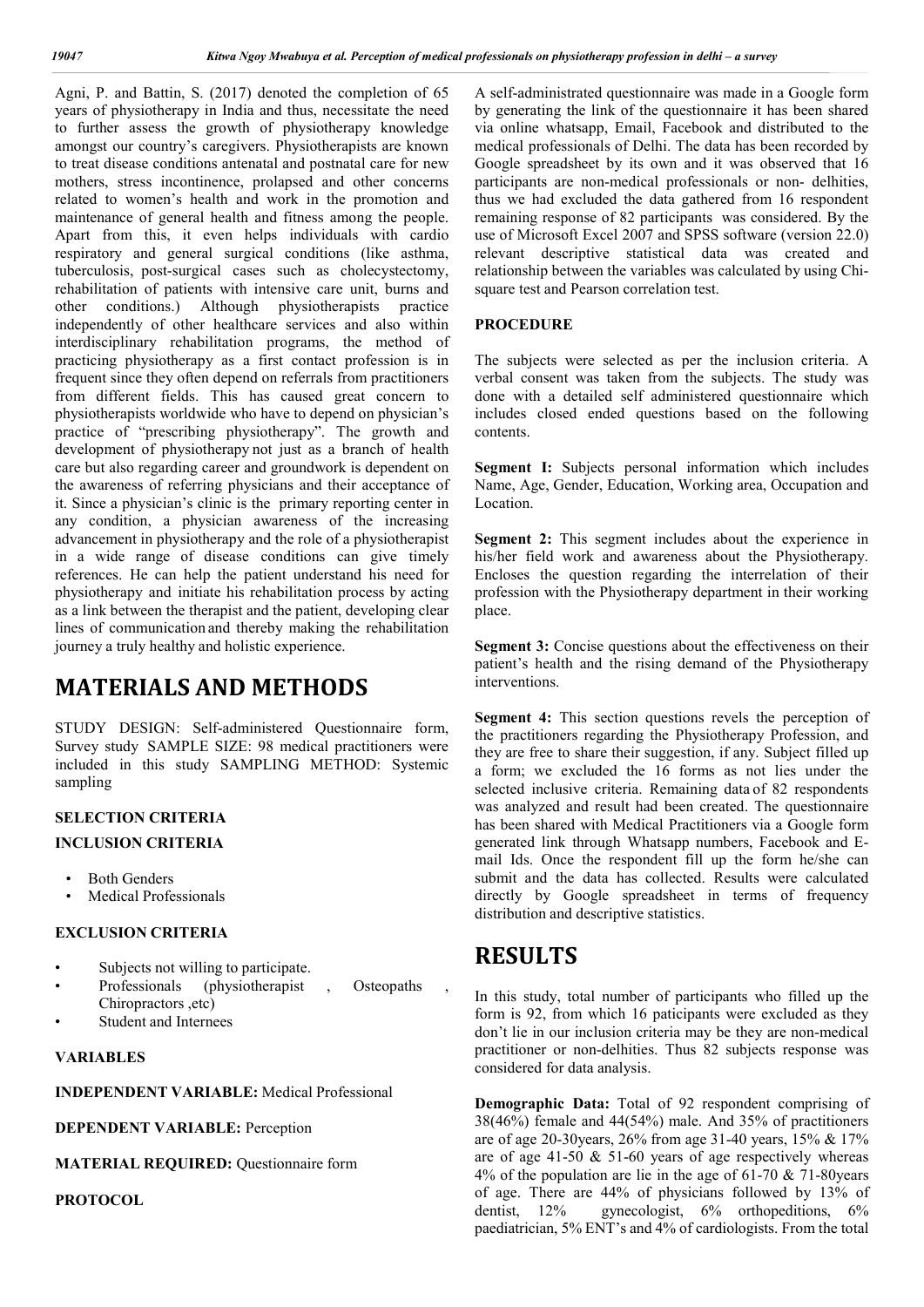Agni, P. and Battin, S. (2017) denoted the completion of 65 years of physiotherapy in India and thus, necessitate the need to further assess the growth of physiotherapy knowledge amongst our country's caregivers. Physiotherapists are known to treat disease conditions antenatal and postnatal care for new mothers, stress incontinence, prolapsed and other concerns related to women's health and work in the promotion and maintenance of general health and fitness among the people. Apart from this, it even helps individuals with cardio respiratory and general surgical conditions (like asthma, tuberculosis, post-surgical cases such as cholecystectomy, rehabilitation of patients with intensive care unit, burns and other conditions.) Although physiotherapists practice independently of other healthcare services and also within interdisciplinary rehabilitation programs, the method of practicing physiotherapy as a first contact profession is in frequent since they often depend on referrals from practitioners from different fields. This has caused great concern to physiotherapists worldwide who have to depend on physician's practice of "prescribing physiotherapy". The growth and development of physiotherapy not just as a branch of health care but also regarding career and groundwork is dependent on the awareness of referring physicians and their acceptance of it. Since a physician's clinic is the primary reporting center in any condition, a physician awareness of the increasing advancement in physiotherapy and the role of a physiotherapist in a wide range of disease conditions can give timely references. He can help the patient understand his need for physiotherapy and initiate his rehabilitation process by acting as a link between the therapist and the patient, developing clear lines of communication and thereby making the rehabilitation journey a truly healthy and holistic experience.

# MATERIALS AND METHODS

STUDY DESIGN: Self-administered Questionnaire form, Survey study SAMPLE SIZE: 98 medical practitioners were included in this study SAMPLING METHOD: Systemic sampling

### SELECTION CRITERIA

### INCLUSION CRITERIA

- Both Genders
- Medical Professionals

### EXCLUSION CRITERIA

- Subjects not willing to participate.
- Professionals (physiotherapist , Osteopaths , Chiropractors ,etc)
- Student and Internees

### VARIABLES

**INDEPENDENT VARIABLE:** Medical Professional

**DEPENDENT VARIABLE:** Perception

**MATERIAL REQUIRED:** Questionnaire form

### PROTOCOL

A self-administrated questionnaire was made in a Google form by generating the link of the questionnaire it has been shared via online whatsapp, Email, Facebook and distributed to the medical professionals of Delhi. The data has been recorded by Google spreadsheet by its own and it was observed that 16 participants are non-medical professionals or non- delhities, thus we had excluded the data gathered from 16 respondent remaining response of 82 participants was considered. By the use of Microsoft Excel 2007 and SPSS software (version 22.0) relevant descriptive statistical data was created and relationship between the variables was calculated by using Chi-square test and Pearson correlation test.

### PROCEDURE

The subjects were selected as per the inclusion criteria. A verbal consent was taken from the subjects. The study was done with a detailed self administered questionnaire which includes closed ended questions based on the following contents.

**Segment I:** Subjects personal information which includes Name, Age, Gender, Education, Working area, Occupation and Location.

**Segment 2:** This segment includes about the experience in his/her field work and awareness about the Physiotherapy. Encloses the question regarding the interrelation of their profession with the Physiotherapy department in their working place.

**Segment 3:** Concise questions about the effectiveness on their patient's health and the rising demand of the Physiotherapy interventions.

**Segment 4:** This section questions revels the perception of the practitioners regarding the Physiotherapy Profession, and they are free to share their suggestion, if any. Subject filled up a form; we excluded the 16 forms as not lies under the selected inclusive criteria. Remaining data of 82 respondents was analyzed and result had been created. The questionnaire has been shared with Medical Practitioners via a Google form generated link through Whatsapp numbers, Facebook and E-mail Ids. Once the respondent fill up the form he/she can submit and the data has collected. Results were calculated directly by Google spreadsheet in terms of frequency distribution and descriptive statistics.

# RESULTS

In this study, total number of participants who filled up the form is 92, from which 16 paticipants were excluded as they don't lie in our inclusion criteria may be they are non-medical practitioner or non-delhities. Thus 82 subjects response was considered for data analysis.

**Demographic Data:** Total of 92 respondent comprising of 38(46%) female and 44(54%) male. And 35% of practitioners are of age 20-30years, 26% from age 31-40 years, 15% & 17% are of age 41-50 & 51-60 years of age respectively whereas 4% of the population are lie in the age of 61-70 & 71-80years of age. There are 44% of physicians followed by 13% of dentist, 12% gynecologist, 6% orthopeditions, 6% paediatrician, 5% ENT's and 4% of cardiologists. From the total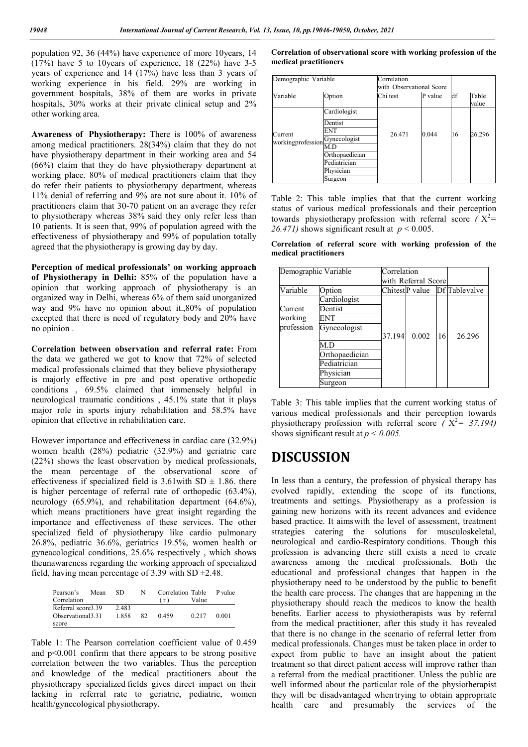population 92, 36 (44%) have experience of more 10years, 14 (17%) have 5 to 10years of experience, 18 (22%) have 3-5 years of experience and 14 (17%) have less than 3 years of working experience in his field. 29% are working in government hospitals, 38% of them are works in private hospitals, 30% works at their private clinical setup and 2% other working area.

**Awareness of Physiotherapy:** There is 100% of awareness among medical practitioners. 28(34%) claim that they do not have physiotherapy department in their working area and 54 (66%) claim that they do have physiotherapy department at working place. 80% of medical practitioners claim that they do refer their patients to physiotherapy department, whereas 11% denial of referring and 9% are not sure about it. 10% of practitioners claim that 30-70 patient on an average they refer to physiotherapy whereas 38% said they only refer less than 10 patients. It is seen that, 99% of population agreed with the effectiveness of physiotherapy and 99% of population totally agreed that the physiotherapy is growing day by day.

**Perception of medical professionals' on working approach of Physiotherapy in Delhi:** 85% of the population have a opinion that working approach of physiotherapy is an organized way in Delhi, whereas 6% of them said unorganized way and 9% have no opinion about it.,80% of population excepted that there is need of regulatory body and 20% have no opinion .

**Correlation between observation and referral rate:** From the data we gathered we got to know that 72% of selected medical professionals claimed that they believe physiotherapy is majorly effective in pre and post operative orthopedic conditions , 69.5% claimed that immensely helpful in neurological traumatic conditions , 45.1% state that it plays major role in sports injury rehabilitation and 58.5% have opinion that effective in rehabilitation care.

However importance and effectiveness in cardiac care (32.9%) women health (28%) pediatric (32.9%) and geriatric care (22%) shows the least observation by medical professionals, the mean percentage of the observational score of effectiveness if specialized field is 3.61with SD ± 1.86. there is higher percentage of referral rate of orthopedic (63.4%), neurology (65.9%), and rehabilitation department (64.6%), which means practitioners have great insight regarding the importance and effectiveness of these services. The other specialized field of physiotherapy like cardio pulmonary 26.8%, pediatric 36.6%, geriatrics 19.5%, women health or gyneacological conditions, 25.6% respectively , which shows theunawareness regarding the working approach of specialized field, having mean percentage of 3.39 with SD ±2.48.

| Pearson's Correlation | Mean | SD | N | Correlation (r) | Table Value | P value |
|---|---|---|---|---|---|---|
| Referral score | 3.39 | 2.483 | | | | |
| Observational score | 3.31 | 1.858 | 82 | 0.459 | 0.217 | 0.001 |

Table 1: The Pearson correlation coefficient value of 0.459 and p<0.001 confirm that there appears to be strong positive correlation between the two variables. Thus the perception and knowledge of the medical practitioners about the physiotherapy specialized fields gives direct impact on their lacking in referral rate to geriatric, pediatric, women health/gynecological physiotherapy.

**Correlation of observational score with working profession of the medical practitioners**

| Demographic Variable | | Correlation with Observational Score | | | |
|---|---|---|---|---|---|
| Variable | Option | Chi test | P value | df | Table value |
| Current workingprofession | Cardiologist | 26.471 | 0.044 | 16 | 26.296 |
| | Dentist | | | | |
| | ENT | | | | |
| | Gynecologist | | | | |
| | M.D | | | | |
| | Orthopaedician | | | | |
| | Pediatrician | | | | |
| | Physician | | | | |
| | Surgeon | | | | |

Table 2: This table implies that that the current working status of various medical professionals and their perception towards physiotherapy profession with referral score *( $X^2$= 26.471)* shows significant result at $p < 0.005$.

**Correlation of referral score with working profession of the medical practitioners**

| Demographic Variable | | Correlation with Referral Score | | | |
|---|---|---|---|---|---|
| Variable | Option | Chitest | P value | Df | Tablevalve |
| Current working profession | Cardiologist | 37.194 | 0.002 | 16 | 26.296 |
| | Dentist | | | | |
| | ENT | | | | |
| | Gynecologist | | | | |
| | M.D | | | | |
| | Orthopaedician | | | | |
| | Pediatrician | | | | |
| | Physician | | | | |
| | Surgeon | | | | |

Table 3: This table implies that the current working status of various medical professionals and their perception towards physiotherapy profession with referral score *( $X^2$= 37.194)* shows significant result at *$p < 0.005$.*

# DISCUSSION

In less than a century, the profession of physical therapy has evolved rapidly, extending the scope of its functions, treatments and settings. Physiotherapy as a profession is gaining new horizons with its recent advances and evidence based practice. It aimswith the level of assessment, treatment strategies catering the solutions for musculoskeletal, neurological and cardio-Respiratory conditions. Though this profession is advancing there still exists a need to create awareness among the medical professionals. Both the educational and professional changes that happen in the physiotherapy need to be understood by the public to benefit the health care process. The changes that are happening in the physiotherapy should reach the medicos to know the health benefits. Earlier access to physiotherapists was by referral from the medical practitioner, after this study it has revealed that there is no change in the scenario of referral letter from medical professionals. Changes must be taken place in order to expect from public to have an insight about the patient treatment so that direct patient access will improve rather than a referral from the medical practitioner. Unless the public are well informed about the particular role of the physiotherapist they will be disadvantaged when trying to obtain appropriate health care and presumably the services of the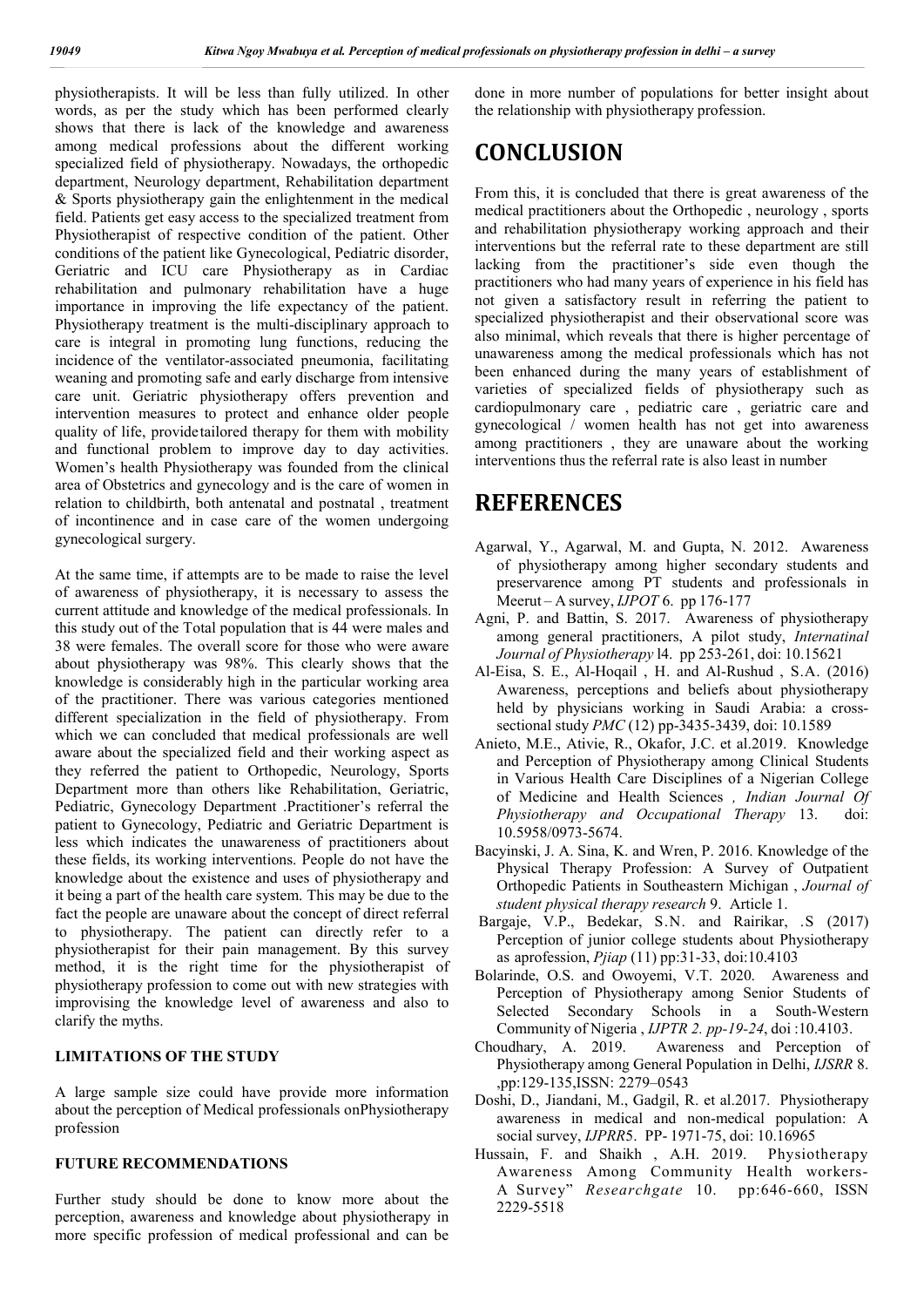physiotherapists. It will be less than fully utilized. In other words, as per the study which has been performed clearly shows that there is lack of the knowledge and awareness among medical professions about the different working specialized field of physiotherapy. Nowadays, the orthopedic department, Neurology department, Rehabilitation department & Sports physiotherapy gain the enlightenment in the medical field. Patients get easy access to the specialized treatment from Physiotherapist of respective condition of the patient. Other conditions of the patient like Gynecological, Pediatric disorder, Geriatric and ICU care Physiotherapy as in Cardiac rehabilitation and pulmonary rehabilitation have a huge importance in improving the life expectancy of the patient. Physiotherapy treatment is the multi-disciplinary approach to care is integral in promoting lung functions, reducing the incidence of the ventilator-associated pneumonia, facilitating weaning and promoting safe and early discharge from intensive care unit. Geriatric physiotherapy offers prevention and intervention measures to protect and enhance older people quality of life, providetailored therapy for them with mobility and functional problem to improve day to day activities. Women's health Physiotherapy was founded from the clinical area of Obstetrics and gynecology and is the care of women in relation to childbirth, both antenatal and postnatal , treatment of incontinence and in case care of the women undergoing gynecological surgery.

At the same time, if attempts are to be made to raise the level of awareness of physiotherapy, it is necessary to assess the current attitude and knowledge of the medical professionals. In this study out of the Total population that is 44 were males and 38 were females. The overall score for those who were aware about physiotherapy was 98%. This clearly shows that the knowledge is considerably high in the particular working area of the practitioner. There was various categories mentioned different specialization in the field of physiotherapy. From which we can concluded that medical professionals are well aware about the specialized field and their working aspect as they referred the patient to Orthopedic, Neurology, Sports Department more than others like Rehabilitation, Geriatric, Pediatric, Gynecology Department .Practitioner's referral the patient to Gynecology, Pediatric and Geriatric Department is less which indicates the unawareness of practitioners about these fields, its working interventions. People do not have the knowledge about the existence and uses of physiotherapy and it being a part of the health care system. This may be due to the fact the people are unaware about the concept of direct referral to physiotherapy. The patient can directly refer to a physiotherapist for their pain management. By this survey method, it is the right time for the physiotherapist of physiotherapy profession to come out with new strategies with improvising the knowledge level of awareness and also to clarify the myths.

### LIMITATIONS OF THE STUDY

A large sample size could have provide more information about the perception of Medical professionals onPhysiotherapy profession

### FUTURE RECOMMENDATIONS

Further study should be done to know more about the perception, awareness and knowledge about physiotherapy in more specific profession of medical professional and can be done in more number of populations for better insight about the relationship with physiotherapy profession.

## CONCLUSION

From this, it is concluded that there is great awareness of the medical practitioners about the Orthopedic , neurology , sports and rehabilitation physiotherapy working approach and their interventions but the referral rate to these department are still lacking from the practitioner's side even though the practitioners who had many years of experience in his field has not given a satisfactory result in referring the patient to specialized physiotherapist and their observational score was also minimal, which reveals that there is higher percentage of unawareness among the medical professionals which has not been enhanced during the many years of establishment of varieties of specialized fields of physiotherapy such as cardiopulmonary care , pediatric care , geriatric care and gynecological / women health has not get into awareness among practitioners , they are unaware about the working interventions thus the referral rate is also least in number

## REFERENCES

Agarwal, Y., Agarwal, M. and Gupta, N. 2012. Awareness of physiotherapy among higher secondary students and preservarence among PT students and professionals in Meerut – A survey, *IJPOT* 6. pp 176-177

Agni, P. and Battin, S. 2017. Awareness of physiotherapy among general practitioners, A pilot study, *Internatinal Journal of Physiotherapy* l4. pp 253-261, doi: 10.15621

Al-Eisa, S. E., Al-Hoqail , H. and Al-Rushud , S.A. (2016) Awareness, perceptions and beliefs about physiotherapy held by physicians working in Saudi Arabia: a cross-sectional study *PMC* (12) pp-3435-3439, doi: 10.1589

Anieto, M.E., Ativie, R., Okafor, J.C. et al.2019. Knowledge and Perception of Physiotherapy among Clinical Students in Various Health Care Disciplines of a Nigerian College of Medicine and Health Sciences *, Indian Journal Of Physiotherapy and Occupational Therapy* 13. doi: 10.5958/0973-5674.

Bacyinski, J. A. Sina, K. and Wren, P. 2016. Knowledge of the Physical Therapy Profession: A Survey of Outpatient Orthopedic Patients in Southeastern Michigan , *Journal of student physical therapy research* 9. Article 1.

Bargaje, V.P., Bedekar, S.N. and Rairikar, .S (2017) Perception of junior college students about Physiotherapy as aprofession, *Pjiap* (11) pp:31-33, doi:10.4103

Bolarinde, O.S. and Owoyemi, V.T. 2020. Awareness and Perception of Physiotherapy among Senior Students of Selected Secondary Schools in a South-Western Community of Nigeria , *IJPTR 2. pp-19-24*, doi :10.4103.

Choudhary, A. 2019. Awareness and Perception of Physiotherapy among General Population in Delhi, *IJSRR* 8. ,pp:129-135,ISSN: 2279–0543

Doshi, D., Jiandani, M., Gadgil, R. et al.2017. Physiotherapy awareness in medical and non-medical population: A social survey, *IJPRR*5. PP- 1971-75, doi: 10.16965

Hussain, F. and Shaikh , A.H. 2019. Physiotherapy Awareness Among Community Health workers- A Survey" *Researchgate* 10. pp:646-660, ISSN 2229-5518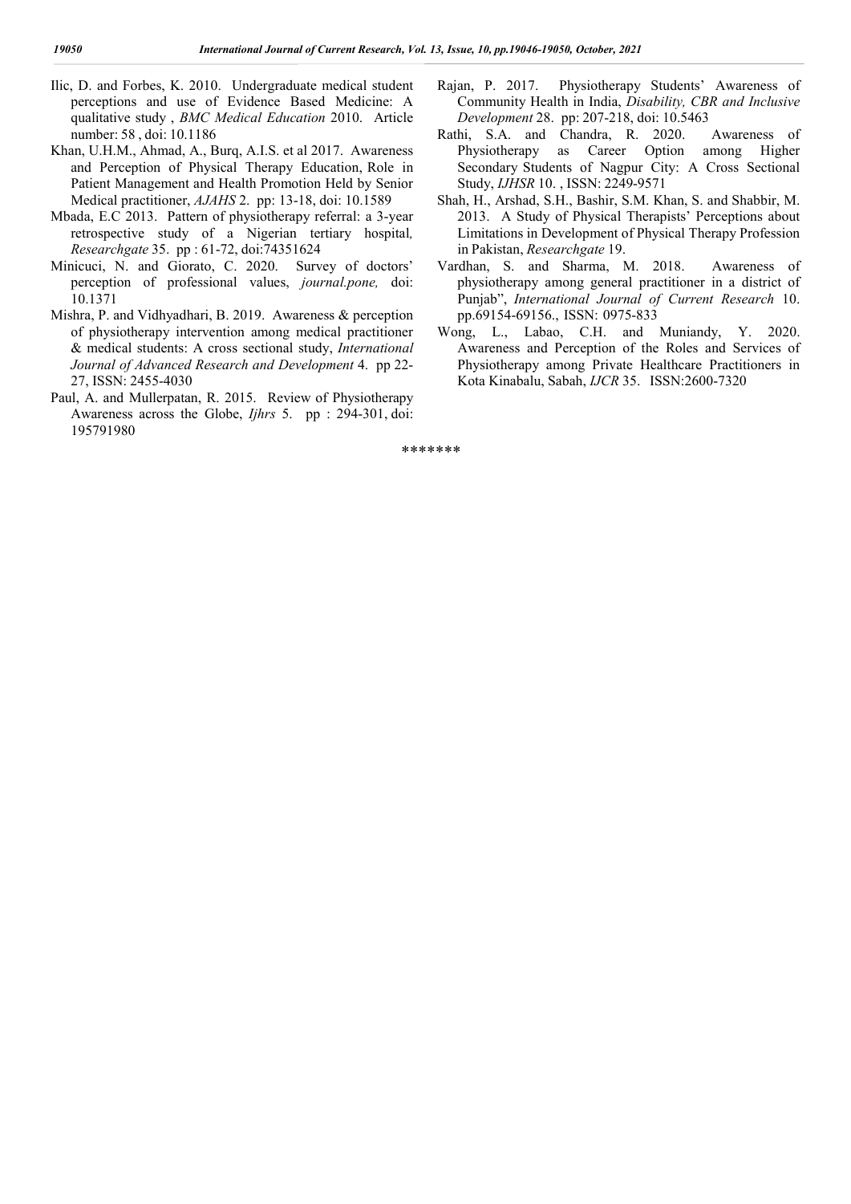Ilic, D. and Forbes, K. 2010. Undergraduate medical student perceptions and use of Evidence Based Medicine: A qualitative study , *BMC Medical Education* 2010. Article number: 58 , doi: 10.1186

Khan, U.H.M., Ahmad, A., Burq, A.I.S. et al 2017. Awareness and Perception of Physical Therapy Education, Role in Patient Management and Health Promotion Held by Senior Medical practitioner, *AJAHS* 2. pp: 13-18, doi: 10.1589

Mbada, E.C 2013. Pattern of physiotherapy referral: a 3-year retrospective study of a Nigerian tertiary hospital*, Researchgate* 35. pp : 61-72, doi:74351624

Minicuci, N. and Giorato, C. 2020. Survey of doctors' perception of professional values, *journal.pone,* doi: 10.1371

Mishra, P. and Vidhyadhari, B. 2019. Awareness & perception of physiotherapy intervention among medical practitioner & medical students: A cross sectional study, *International Journal of Advanced Research and Development* 4. pp 22-27, ISSN: 2455-4030

Paul, A. and Mullerpatan, R. 2015. Review of Physiotherapy Awareness across the Globe, *Ijhrs* 5. pp : 294-301, doi: 195791980

Rajan, P. 2017. Physiotherapy Students' Awareness of Community Health in India, *Disability, CBR and Inclusive Development* 28. pp: 207-218, doi: 10.5463

Rathi, S.A. and Chandra, R. 2020. Awareness of Physiotherapy as Career Option among Higher Secondary Students of Nagpur City: A Cross Sectional Study, *IJHSR* 10. , ISSN: 2249-9571

Shah, H., Arshad, S.H., Bashir, S.M. Khan, S. and Shabbir, M. 2013. A Study of Physical Therapists' Perceptions about Limitations in Development of Physical Therapy Profession in Pakistan, *Researchgate* 19.

Vardhan, S. and Sharma, M. 2018. Awareness of physiotherapy among general practitioner in a district of Punjab", *International Journal of Current Research* 10. pp.69154-69156., ISSN: 0975-833

Wong, L., Labao, C.H. and Muniandy, Y. 2020. Awareness and Perception of the Roles and Services of Physiotherapy among Private Healthcare Practitioners in Kota Kinabalu, Sabah, *IJCR* 35. ISSN:2600-7320

*******